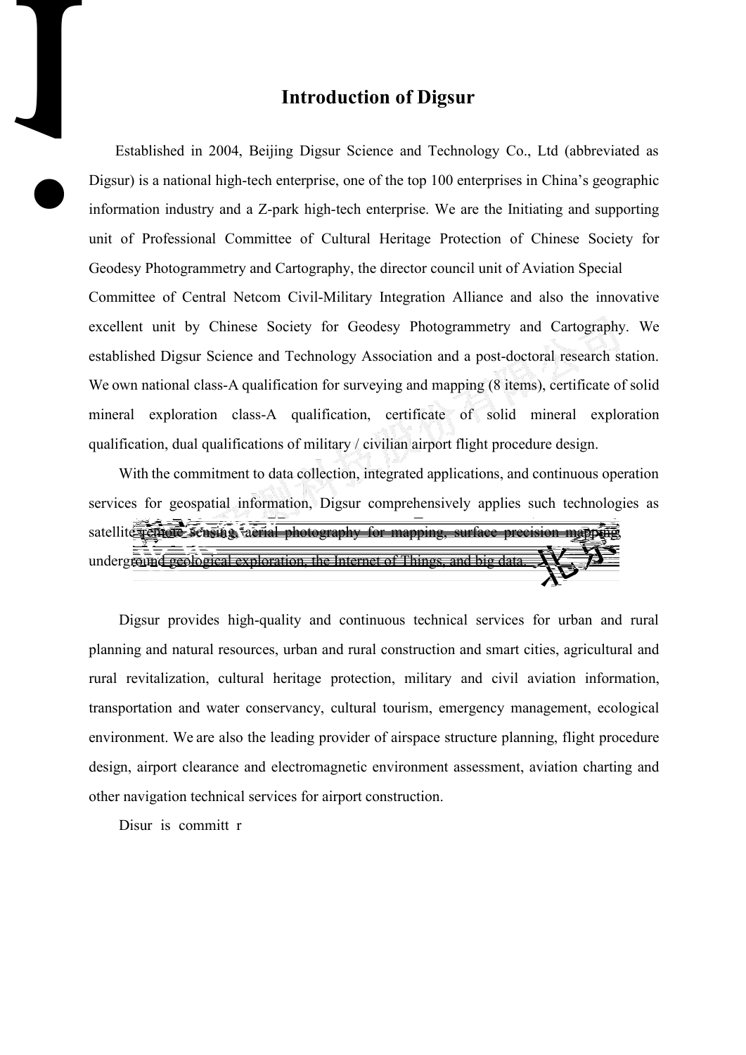# Introduction of Digsur

Established in 2004, Beijing Digsur Science and Technology Co., Ltd (abbreviated as Digsur) is a national high-tech enterprise, one of the top 100 enterprises in China's geographic information industry and a Z-park high-tech enterprise. We are the Initiating and supporting unit of Professional Committee of Cultural Heritage Protection of Chinese Society for Geodesy Photogrammetry and Cartography, the director council unit of Aviation Special Committee of Central Netcom Civil-Military Integration Alliance and also the innovative excellent unit by Chinese Society for Geodesy Photogrammetry and Cartography. We established Digsur Science and Technology Association and a post-doctoral research station. We own national class-A qualification for surveying and mapping (8 items), certificate of solid mineral exploration class-A qualification, certificate of solid mineral exploration qualification, dual qualifications of military / civilian airport flight procedure design.

With the commitment to data collection, integrated applications, and continuous operation services for geospatial information, Digsur comprehensively applies such technologies as satellite remote sensing, aerial photography for mapping, surface precision mapping, underground geological exploration, the Internet of Things, and big data.

Digsur provides high-quality and continuous technical services for urban and rural planning and natural resources, urban and rural construction and smart cities, agricultural and rural revitalization, cultural heritage protection, military and civil aviation information, transportation and water conservancy, cultural tourism, emergency management, ecological environment. We are also the leading provider of airspace structure planning, flight procedure design, airport clearance and electromagnetic environment assessment, aviation charting and other navigation technical services for airport construction.

Disur is committ r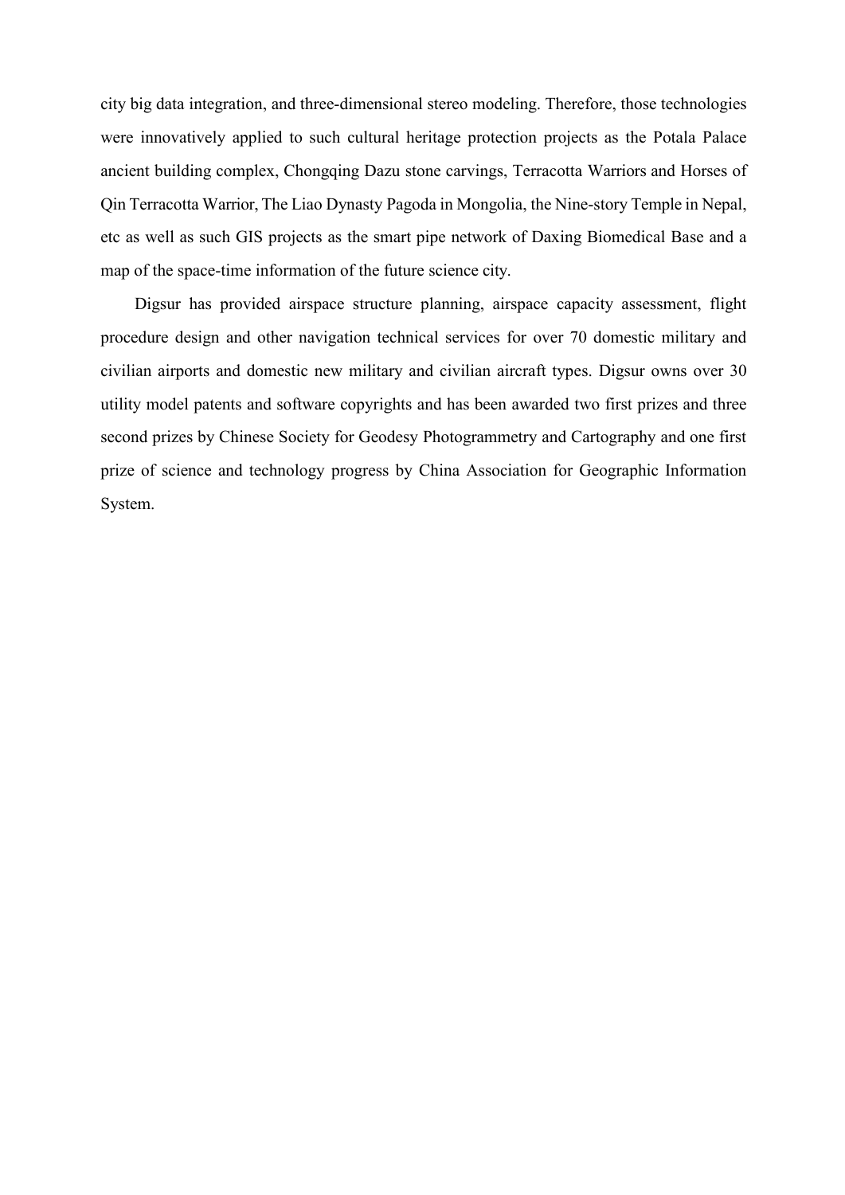city big data integration, and three-dimensional stereo modeling. Therefore, those technologies were innovatively applied to such cultural heritage protection projects as the Potala Palace ancient building complex, Chongqing Dazu stone carvings, Terracotta Warriors and Horses of Qin Terracotta Warrior, The Liao Dynasty Pagoda in Mongolia, the Nine-story Temple in Nepal, etc as well as such GIS projects as the smart pipe network of Daxing Biomedical Base and a map of the space-time information of the future science city.

Digsur has provided airspace structure planning, airspace capacity assessment, flight procedure design and other navigation technical services for over 70 domestic military and civilian airports and domestic new military and civilian aircraft types. Digsur owns over 30 utility model patents and software copyrights and has been awarded two first prizes and three second prizes by Chinese Society for Geodesy Photogrammetry and Cartography and one first prize of science and technology progress by China Association for Geographic Information System.